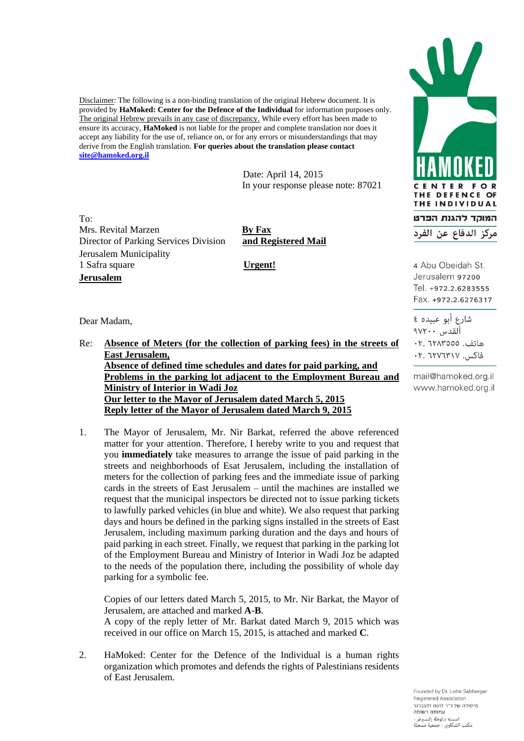Disclaimer: The following is a non-binding translation of the original Hebrew document. It is provided by **HaMoked: Center for the Defence of the Individual** for information purposes only. The original Hebrew prevails in any case of discrepancy. While every effort has been made to ensure its accuracy, **HaMoked** is not liable for the proper and complete translation nor does it accept any liability for the use of, reliance on, or for any errors or misunderstandings that may derive from the English translation. **For queries about the translation please contact site@hamoked.org.il**

HAMOKED
CENTER FOR THE DEFENCE OF THE INDIVIDUAL
המוקד להגנת הפרט
مركز الدفاع عن الفرد

4 Abu Obeidah St.
Jerusalem 97200
Tel. +972.2.6283555
Fax. +972.2.6276317

شارع أبو عبيده ٤
ألقدس ٩٧٢٠٠
هاتف. ٠٢. ٦٢٨٣٥٥٥
فاكس. ٠٢. ٦٢٧٦٣١٧

mail@hamoked.org.il
www.hamoked.org.il

Date: April 14, 2015
In your response please note: 87021

To:
Mrs. Revital Marzen
Director of Parking Services Division
Jerusalem Municipality
1 Safra square
**Jerusalem**

**By Fax and Registered Mail**

**Urgent!**

Dear Madam,

Re: **Absence of Meters (for the collection of parking fees) in the streets of East Jerusalem,**
**Absence of defined time schedules and dates for paid parking, and**
**Problems in the parking lot adjacent to the Employment Bureau and Ministry of Interior in Wadi Joz**
**Our letter to the Mayor of Jerusalem dated March 5, 2015**
**Reply letter of the Mayor of Jerusalem dated March 9, 2015**

1. The Mayor of Jerusalem, Mr. Nir Barkat, referred the above referenced matter for your attention. Therefore, I hereby write to you and request that you **immediately** take measures to arrange the issue of paid parking in the streets and neighborhoods of Esat Jerusalem, including the installation of meters for the collection of parking fees and the immediate issue of parking cards in the streets of East Jerusalem – until the machines are installed we request that the municipal inspectors be directed not to issue parking tickets to lawfully parked vehicles (in blue and white). We also request that parking days and hours be defined in the parking signs installed in the streets of East Jerusalem, including maximum parking duration and the days and hours of paid parking in each street. Finally, we request that parking in the parking lot of the Employment Bureau and Ministry of Interior in Wadi Joz be adapted to the needs of the population there, including the possibility of whole day parking for a symbolic fee.

   Copies of our letters dated March 5, 2015, to Mr. Nir Barkat, the Mayor of Jerusalem, are attached and marked **A**-**B**.
   A copy of the reply letter of Mr. Barkat dated March 9, 2015 which was received in our office on March 15, 2015, is attached and marked **C**.

2. HaMoked: Center for the Defence of the Individual is a human rights organization which promotes and defends the rights of Palestinians residents of East Jerusalem.

Founded by Dr. Lotte Salzberger
Registered Association
מיסודה של ד"ר לוטה זלצברגר
עמותה רשומה
اسسته د.لوطة زلتسبرغر -
مكتب الشكاوي - جمعية مسجلة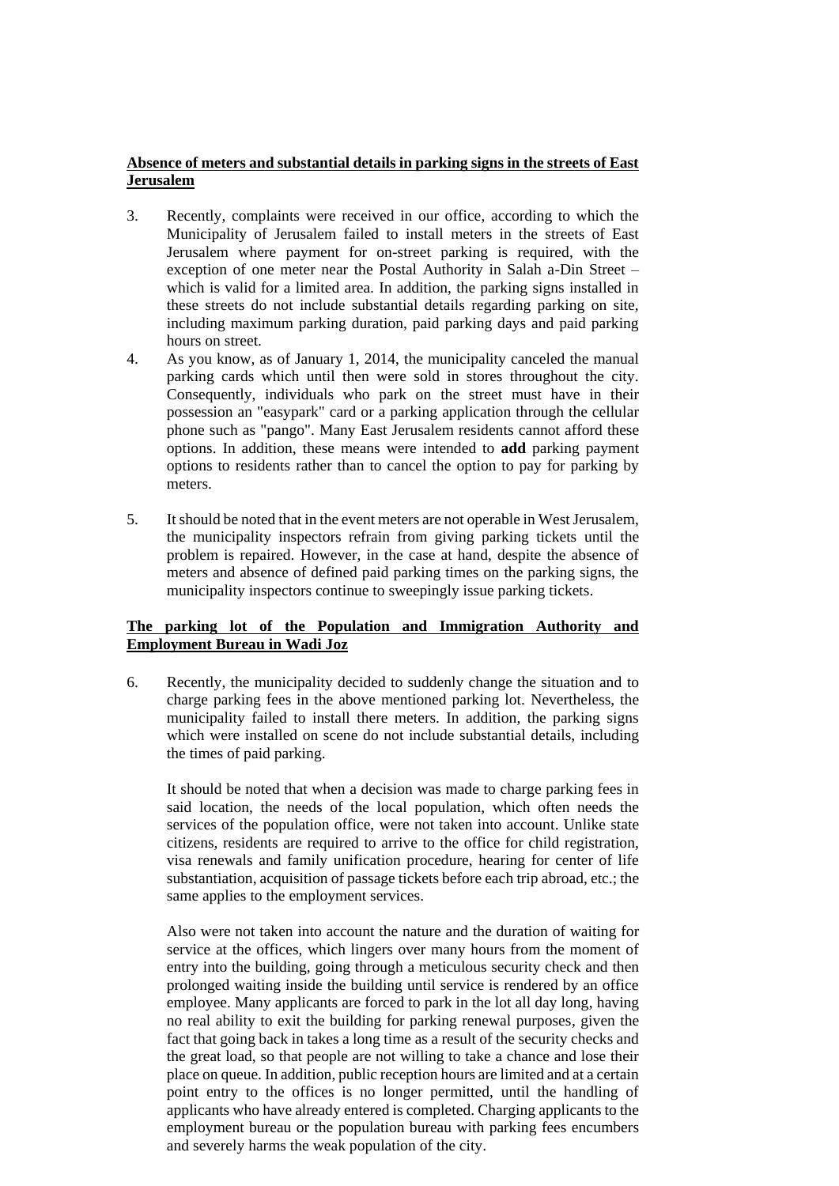**<u>Absence of meters and substantial details in parking signs in the streets of East Jerusalem</u>**

3. Recently, complaints were received in our office, according to which the Municipality of Jerusalem failed to install meters in the streets of East Jerusalem where payment for on-street parking is required, with the exception of one meter near the Postal Authority in Salah a-Din Street – which is valid for a limited area. In addition, the parking signs installed in these streets do not include substantial details regarding parking on site, including maximum parking duration, paid parking days and paid parking hours on street.

4. As you know, as of January 1, 2014, the municipality canceled the manual parking cards which until then were sold in stores throughout the city. Consequently, individuals who park on the street must have in their possession an "easypark" card or a parking application through the cellular phone such as "pango". Many East Jerusalem residents cannot afford these options. In addition, these means were intended to **add** parking payment options to residents rather than to cancel the option to pay for parking by meters.

5. It should be noted that in the event meters are not operable in West Jerusalem, the municipality inspectors refrain from giving parking tickets until the problem is repaired. However, in the case at hand, despite the absence of meters and absence of defined paid parking times on the parking signs, the municipality inspectors continue to sweepingly issue parking tickets.

**<u>The parking lot of the Population and Immigration Authority and Employment Bureau in Wadi Joz</u>**

6. Recently, the municipality decided to suddenly change the situation and to charge parking fees in the above mentioned parking lot. Nevertheless, the municipality failed to install there meters. In addition, the parking signs which were installed on scene do not include substantial details, including the times of paid parking.

   It should be noted that when a decision was made to charge parking fees in said location, the needs of the local population, which often needs the services of the population office, were not taken into account. Unlike state citizens, residents are required to arrive to the office for child registration, visa renewals and family unification procedure, hearing for center of life substantiation, acquisition of passage tickets before each trip abroad, etc.; the same applies to the employment services.

   Also were not taken into account the nature and the duration of waiting for service at the offices, which lingers over many hours from the moment of entry into the building, going through a meticulous security check and then prolonged waiting inside the building until service is rendered by an office employee. Many applicants are forced to park in the lot all day long, having no real ability to exit the building for parking renewal purposes, given the fact that going back in takes a long time as a result of the security checks and the great load, so that people are not willing to take a chance and lose their place on queue. In addition, public reception hours are limited and at a certain point entry to the offices is no longer permitted, until the handling of applicants who have already entered is completed. Charging applicants to the employment bureau or the population bureau with parking fees encumbers and severely harms the weak population of the city.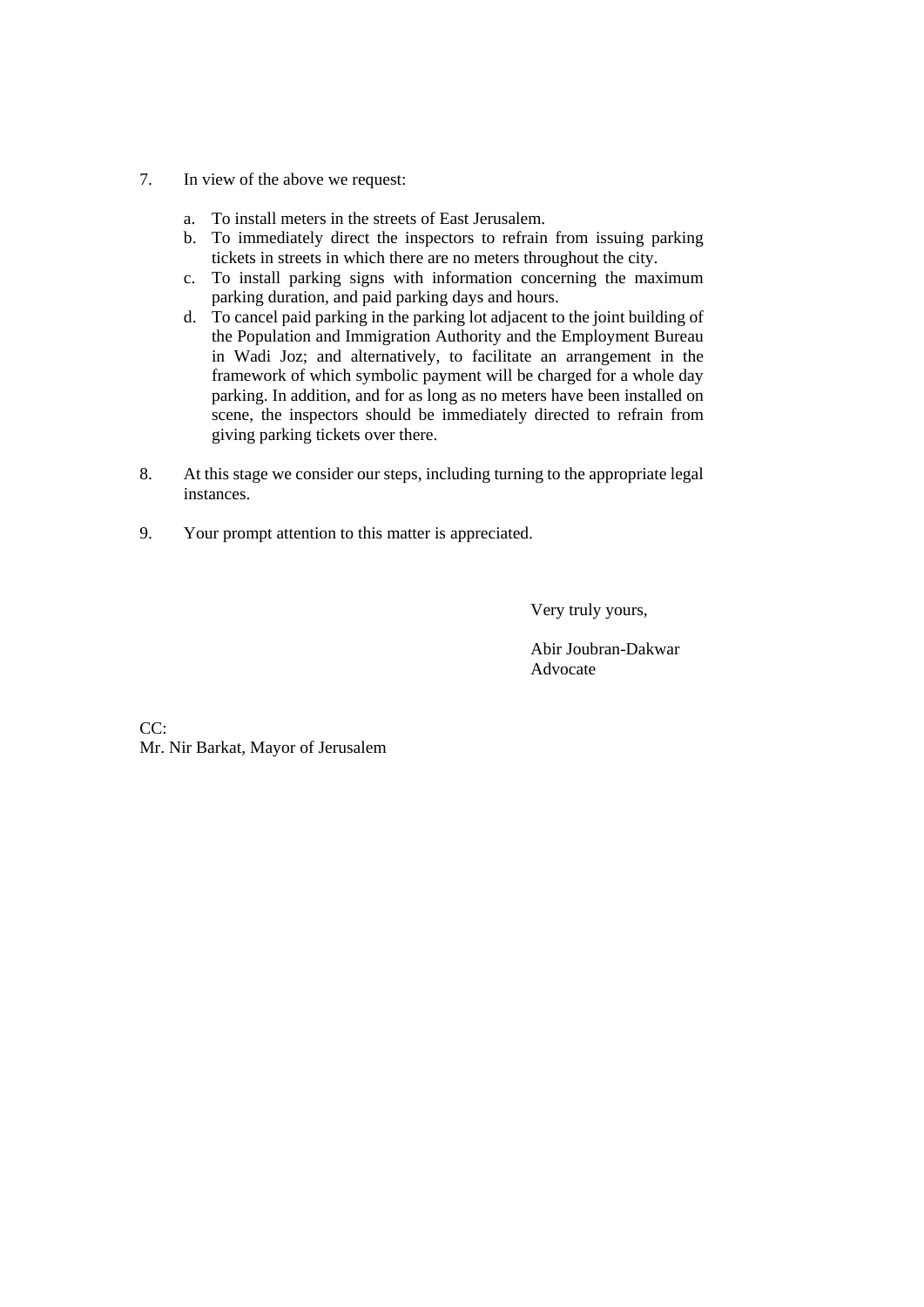7. In view of the above we request:

    a. To install meters in the streets of East Jerusalem.
    b. To immediately direct the inspectors to refrain from issuing parking tickets in streets in which there are no meters throughout the city.
    c. To install parking signs with information concerning the maximum parking duration, and paid parking days and hours.
    d. To cancel paid parking in the parking lot adjacent to the joint building of the Population and Immigration Authority and the Employment Bureau in Wadi Joz; and alternatively, to facilitate an arrangement in the framework of which symbolic payment will be charged for a whole day parking. In addition, and for as long as no meters have been installed on scene, the inspectors should be immediately directed to refrain from giving parking tickets over there.

8. At this stage we consider our steps, including turning to the appropriate legal instances.

9. Your prompt attention to this matter is appreciated.

Very truly yours,

Abir Joubran-Dakwar
Advocate

CC:
Mr. Nir Barkat, Mayor of Jerusalem